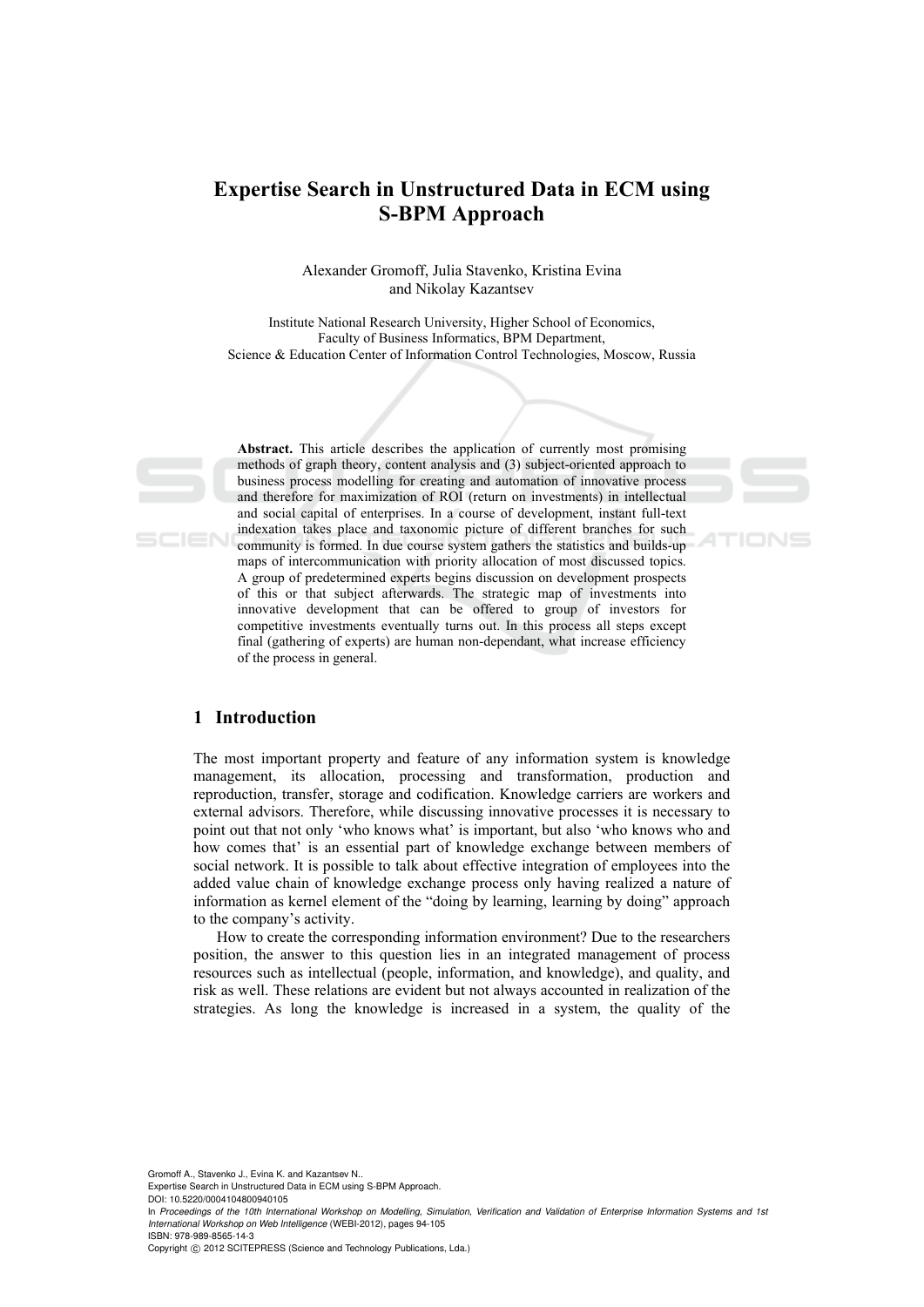# Expertise Search in Unstructured Data in ECM using S-BPM Approach

Alexander Gromoff, Julia Stavenko, Kristina Evina and Nikolay Kazantsev

Institute National Research University, Higher School of Economics, Faculty of Business Informatics, BPM Department, Science & Education Center of Information Control Technologies, Moscow, Russia

**Abstract.** This article describes the application of currently most promising methods of graph theory, content analysis and (3) subject-oriented approach to business process modelling for creating and automation of innovative process and therefore for maximization of ROI (return on investments) in intellectual and social capital of enterprises. In a course of development, instant full-text indexation takes place and taxonomic picture of different branches for such community is formed. In due course system gathers the statistics and builds-up maps of intercommunication with priority allocation of most discussed topics. A group of predetermined experts begins discussion on development prospects of this or that subject afterwards. The strategic map of investments into innovative development that can be offered to group of investors for competitive investments eventually turns out. In this process all steps except final (gathering of experts) are human non-dependant, what increase efficiency of the process in general.

## 1 Introduction

The most important property and feature of any information system is knowledge management, its allocation, processing and transformation, production and reproduction, transfer, storage and codification. Knowledge carriers are workers and external advisors. Therefore, while discussing innovative processes it is necessary to point out that not only 'who knows what' is important, but also 'who knows who and how comes that' is an essential part of knowledge exchange between members of social network. It is possible to talk about effective integration of employees into the added value chain of knowledge exchange process only having realized a nature of information as kernel element of the "doing by learning, learning by doing" approach to the company's activity.

How to create the corresponding information environment? Due to the researchers position, the answer to this question lies in an integrated management of process resources such as intellectual (people, information, and knowledge), and quality, and risk as well. These relations are evident but not always accounted in realization of the strategies. As long the knowledge is increased in a system, the quality of the

Gromoff A., Stavenko J., Evina K. and Kazantsev N..
Expertise Search in Unstructured Data in ECM using S-BPM Approach.
DOI: 10.5220/0004104800940105
In *Proceedings of the 10th International Workshop on Modelling, Simulation, Verification and Validation of Enterprise Information Systems and 1st International Workshop on Web Intelligence* (WEBI-2012), pages 94-105
ISBN: 978-989-8565-14-3
Copyright © 2012 SCITEPRESS (Science and Technology Publications, Lda.)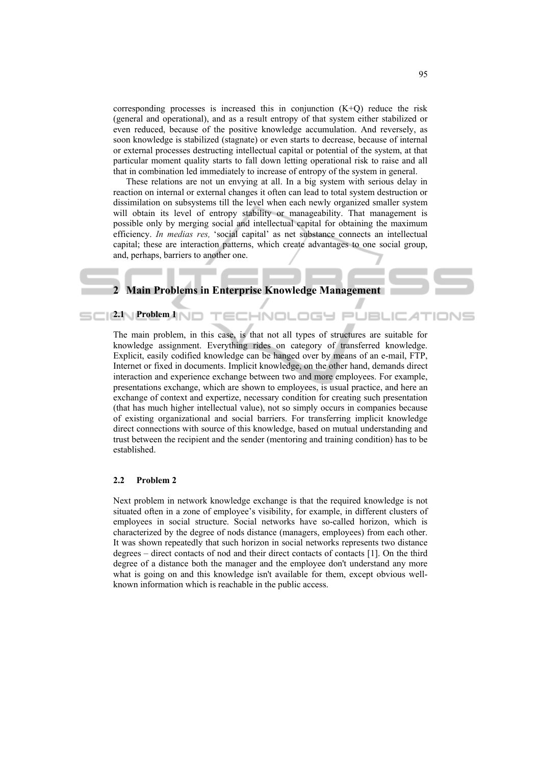corresponding processes is increased this in conjunction (K+Q) reduce the risk (general and operational), and as a result entropy of that system either stabilized or even reduced, because of the positive knowledge accumulation. And reversely, as soon knowledge is stabilized (stagnate) or even starts to decrease, because of internal or external processes destructing intellectual capital or potential of the system, at that particular moment quality starts to fall down letting operational risk to raise and all that in combination led immediately to increase of entropy of the system in general.

These relations are not un envying at all. In a big system with serious delay in reaction on internal or external changes it often can lead to total system destruction or dissimilation on subsystems till the level when each newly organized smaller system will obtain its level of entropy stability or manageability. That management is possible only by merging social and intellectual capital for obtaining the maximum efficiency. *In medias res,* 'social capital' as net substance connects an intellectual capital; these are interaction patterns, which create advantages to one social group, and, perhaps, barriers to another one.

## 2 Main Problems in Enterprise Knowledge Management

### 2.1 Problem 1

The main problem, in this case, is that not all types of structures are suitable for knowledge assignment. Everything rides on category of transferred knowledge. Explicit, easily codified knowledge can be hanged over by means of an e-mail, FTP, Internet or fixed in documents. Implicit knowledge, on the other hand, demands direct interaction and experience exchange between two and more employees. For example, presentations exchange, which are shown to employees, is usual practice, and here an exchange of context and expertize, necessary condition for creating such presentation (that has much higher intellectual value), not so simply occurs in companies because of existing organizational and social barriers. For transferring implicit knowledge direct connections with source of this knowledge, based on mutual understanding and trust between the recipient and the sender (mentoring and training condition) has to be established.

### 2.2 Problem 2

Next problem in network knowledge exchange is that the required knowledge is not situated often in a zone of employee's visibility, for example, in different clusters of employees in social structure. Social networks have so-called horizon, which is characterized by the degree of nods distance (managers, employees) from each other. It was shown repeatedly that such horizon in social networks represents two distance degrees – direct contacts of nod and their direct contacts of contacts [1]. On the third degree of a distance both the manager and the employee don't understand any more what is going on and this knowledge isn't available for them, except obvious well-known information which is reachable in the public access.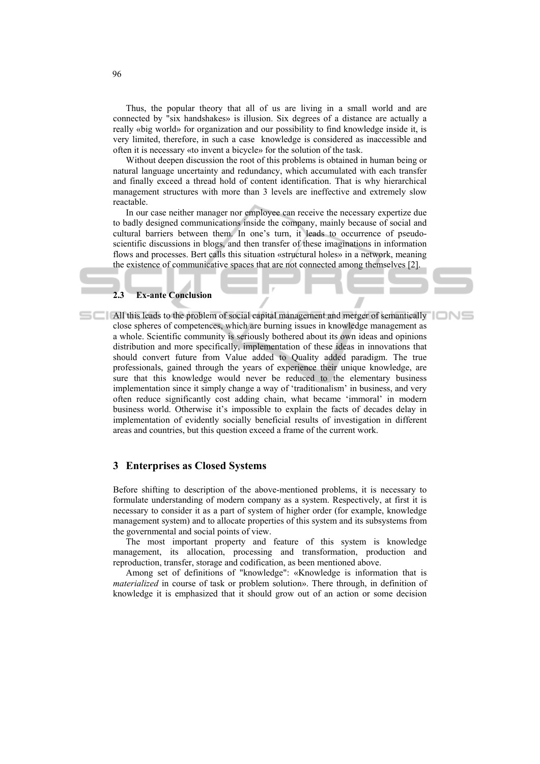Thus, the popular theory that all of us are living in a small world and are connected by "six handshakes» is illusion. Six degrees of a distance are actually a really «big world» for organization and our possibility to find knowledge inside it, is very limited, therefore, in such a case knowledge is considered as inaccessible and often it is necessary «to invent a bicycle» for the solution of the task.

Without deepen discussion the root of this problems is obtained in human being or natural language uncertainty and redundancy, which accumulated with each transfer and finally exceed a thread hold of content identification. That is why hierarchical management structures with more than 3 levels are ineffective and extremely slow reactable.

In our case neither manager nor employee can receive the necessary expertize due to badly designed communications inside the company, mainly because of social and cultural barriers between them. In one's turn, it leads to occurrence of pseudo-scientific discussions in blogs, and then transfer of these imaginations in information flows and processes. Bert calls this situation «structural holes» in a network, meaning the existence of communicative spaces that are not connected among themselves [2].

### 2.3 Ex-ante Conclusion

All this leads to the problem of social capital management and merger of semantically close spheres of competences, which are burning issues in knowledge management as a whole. Scientific community is seriously bothered about its own ideas and opinions distribution and more specifically, implementation of these ideas in innovations that should convert future from Value added to Quality added paradigm. The true professionals, gained through the years of experience their unique knowledge, are sure that this knowledge would never be reduced to the elementary business implementation since it simply change a way of 'traditionalism' in business, and very often reduce significantly cost adding chain, what became 'immoral' in modern business world. Otherwise it's impossible to explain the facts of decades delay in implementation of evidently socially beneficial results of investigation in different areas and countries, but this question exceed a frame of the current work.

## 3 Enterprises as Closed Systems

Before shifting to description of the above-mentioned problems, it is necessary to formulate understanding of modern company as a system. Respectively, at first it is necessary to consider it as a part of system of higher order (for example, knowledge management system) and to allocate properties of this system and its subsystems from the governmental and social points of view.

The most important property and feature of this system is knowledge management, its allocation, processing and transformation, production and reproduction, transfer, storage and codification, as been mentioned above.

Among set of definitions of "knowledge": «Knowledge is information that is *materialized* in course of task or problem solution». There through, in definition of knowledge it is emphasized that it should grow out of an action or some decision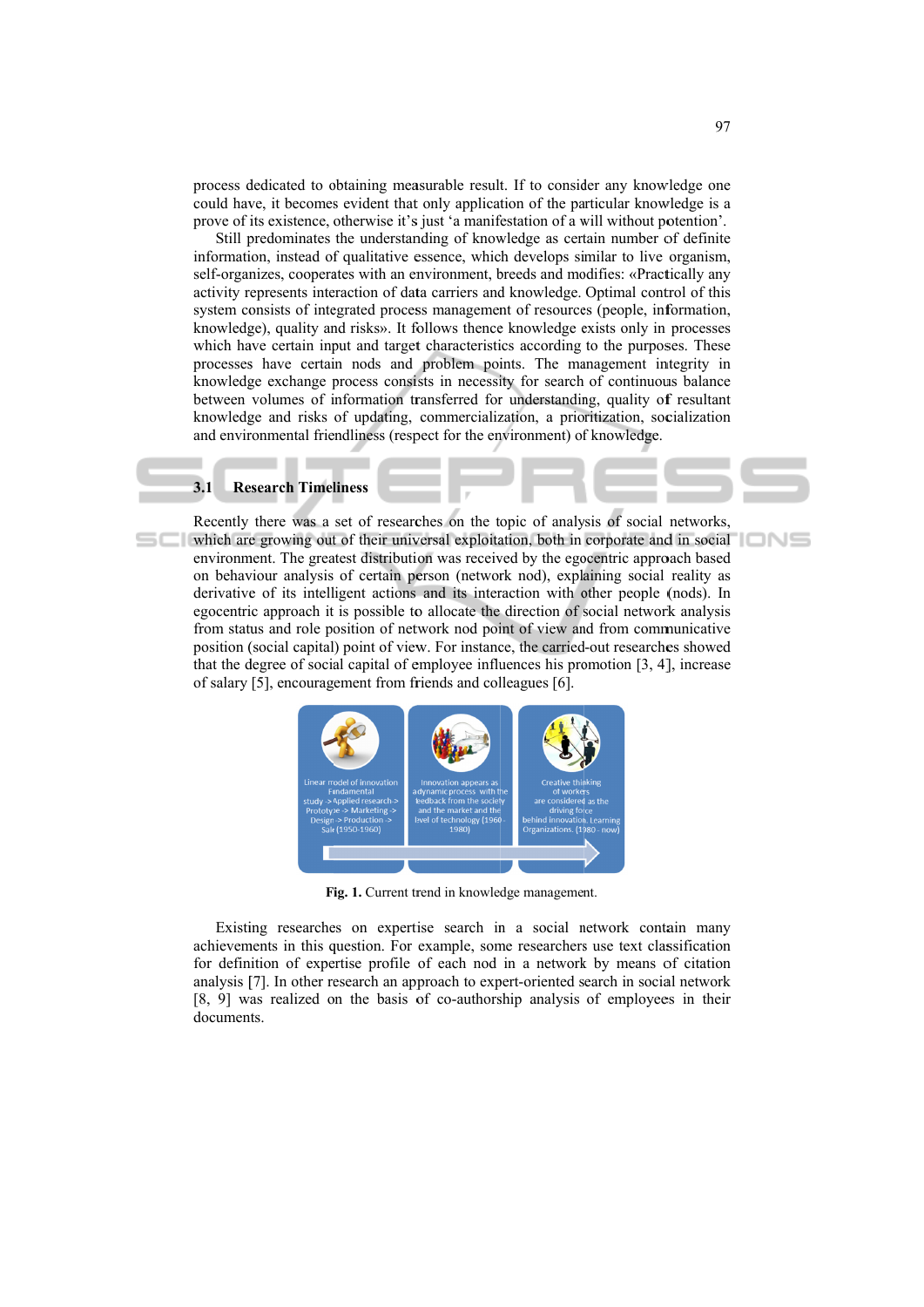process dedicated to obtaining measurable result. If to consider any knowledge one could have, it becomes evident that only application of the particular knowledge is a prove of its existence, otherwise it's just 'a manifestation of a will without potention'.

Still predominates the understanding of knowledge as certain number of definite information, instead of qualitative essence, which develops similar to live organism, self-organizes, cooperates with an environment, breeds and modifies: «Practically any activity represents interaction of data carriers and knowledge. Optimal control of this system consists of integrated process management of resources (people, information, knowledge), quality and risks». It follows thence knowledge exists only in processes which have certain input and target characteristics according to the purposes. These processes have certain nods and problem points. The management integrity in knowledge exchange process consists in necessity for search of continuous balance between volumes of information transferred for understanding, quality of resultant knowledge and risks of updating, commercialization, a prioritization, socialization and environmental friendliness (respect for the environment) of knowledge.

### 3.1 Research Timeliness

Recently there was a set of researches on the topic of analysis of social networks, which are growing out of their universal exploitation, both in corporate and in social environment. The greatest distribution was received by the egocentric approach based on behaviour analysis of certain person (network nod), explaining social reality as derivative of its intelligent actions and its interaction with other people (nods). In egocentric approach it is possible to allocate the direction of social network analysis from status and role position of network nod point of view and from communicative position (social capital) point of view. For instance, the carried-out researches showed that the degree of social capital of employee influences his promotion [3, 4], increase of salary [5], encouragement from friends and colleagues [6].

Linear model of innovation Fundamental study -> Applied research -> Prototype -> Marketing -> Design -> Production -> Sale (1950-1960)

Innovation appears as a dynamic process with the feedback from the society and the market and the level of technology (1960-1980)

Creative thinking of workers are considered as the driving force behind innovation. Learning Organizations. (1980 - now)

**Fig. 1.** Current trend in knowledge management.

Existing researches on expertise search in a social network contain many achievements in this question. For example, some researchers use text classification for definition of expertise profile of each nod in a network by means of citation analysis [7]. In other research an approach to expert-oriented search in social network [8, 9] was realized on the basis of co-authorship analysis of employees in their documents.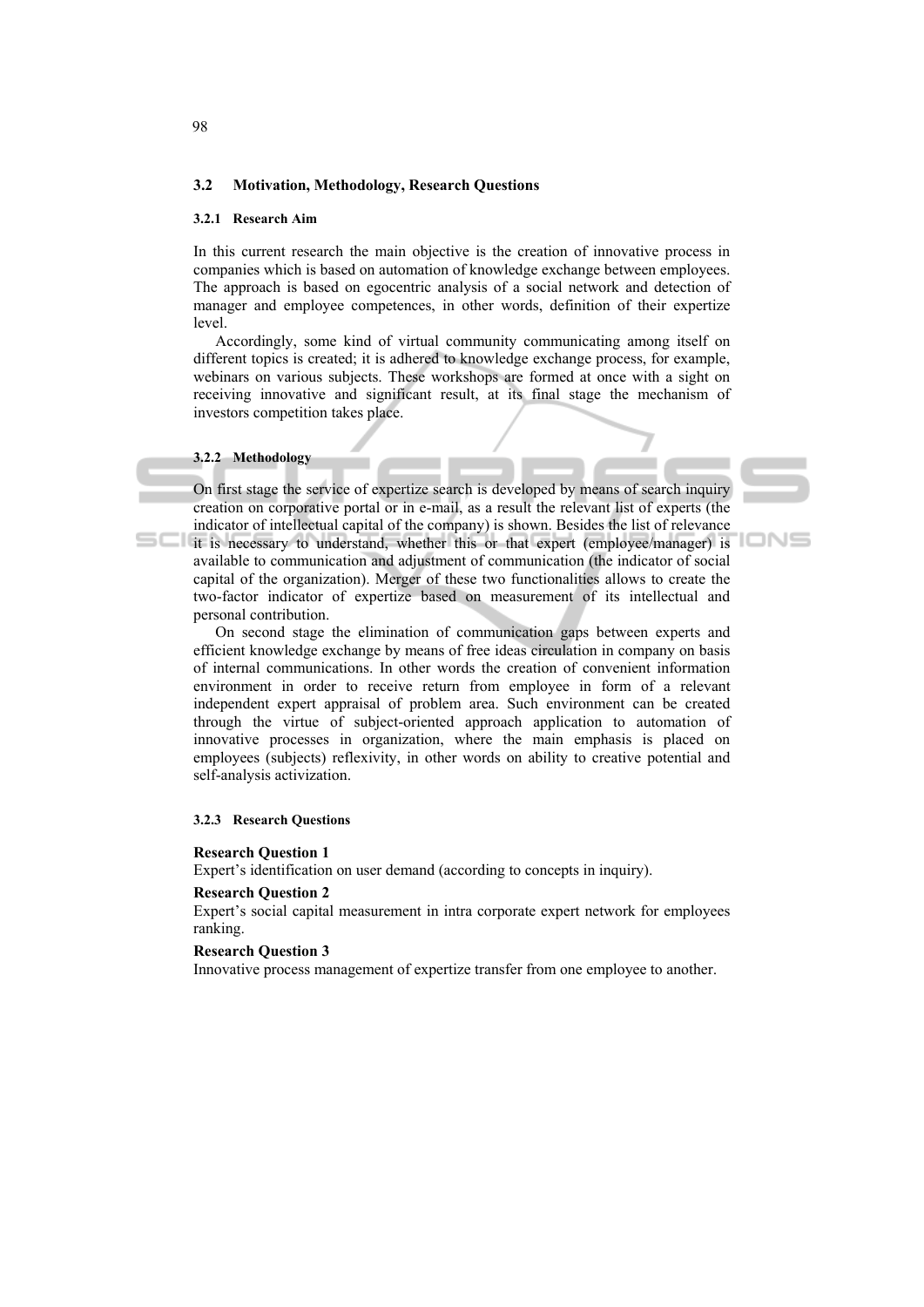## 3.2 Motivation, Methodology, Research Questions

### 3.2.1 Research Aim

In this current research the main objective is the creation of innovative process in companies which is based on automation of knowledge exchange between employees. The approach is based on egocentric analysis of a social network and detection of manager and employee competences, in other words, definition of their expertize level.

Accordingly, some kind of virtual community communicating among itself on different topics is created; it is adhered to knowledge exchange process, for example, webinars on various subjects. These workshops are formed at once with a sight on receiving innovative and significant result, at its final stage the mechanism of investors competition takes place.

### 3.2.2 Methodology

On first stage the service of expertize search is developed by means of search inquiry creation on corporative portal or in e-mail, as a result the relevant list of experts (the indicator of intellectual capital of the company) is shown. Besides the list of relevance it is necessary to understand, whether this or that expert (employee/manager) is available to communication and adjustment of communication (the indicator of social capital of the organization). Merger of these two functionalities allows to create the two-factor indicator of expertize based on measurement of its intellectual and personal contribution.

On second stage the elimination of communication gaps between experts and efficient knowledge exchange by means of free ideas circulation in company on basis of internal communications. In other words the creation of convenient information environment in order to receive return from employee in form of a relevant independent expert appraisal of problem area. Such environment can be created through the virtue of subject-oriented approach application to automation of innovative processes in organization, where the main emphasis is placed on employees (subjects) reflexivity, in other words on ability to creative potential and self-analysis activization.

### 3.2.3 Research Questions

**Research Question 1**
Expert's identification on user demand (according to concepts in inquiry).

**Research Question 2**
Expert's social capital measurement in intra corporate expert network for employees ranking.

**Research Question 3**
Innovative process management of expertize transfer from one employee to another.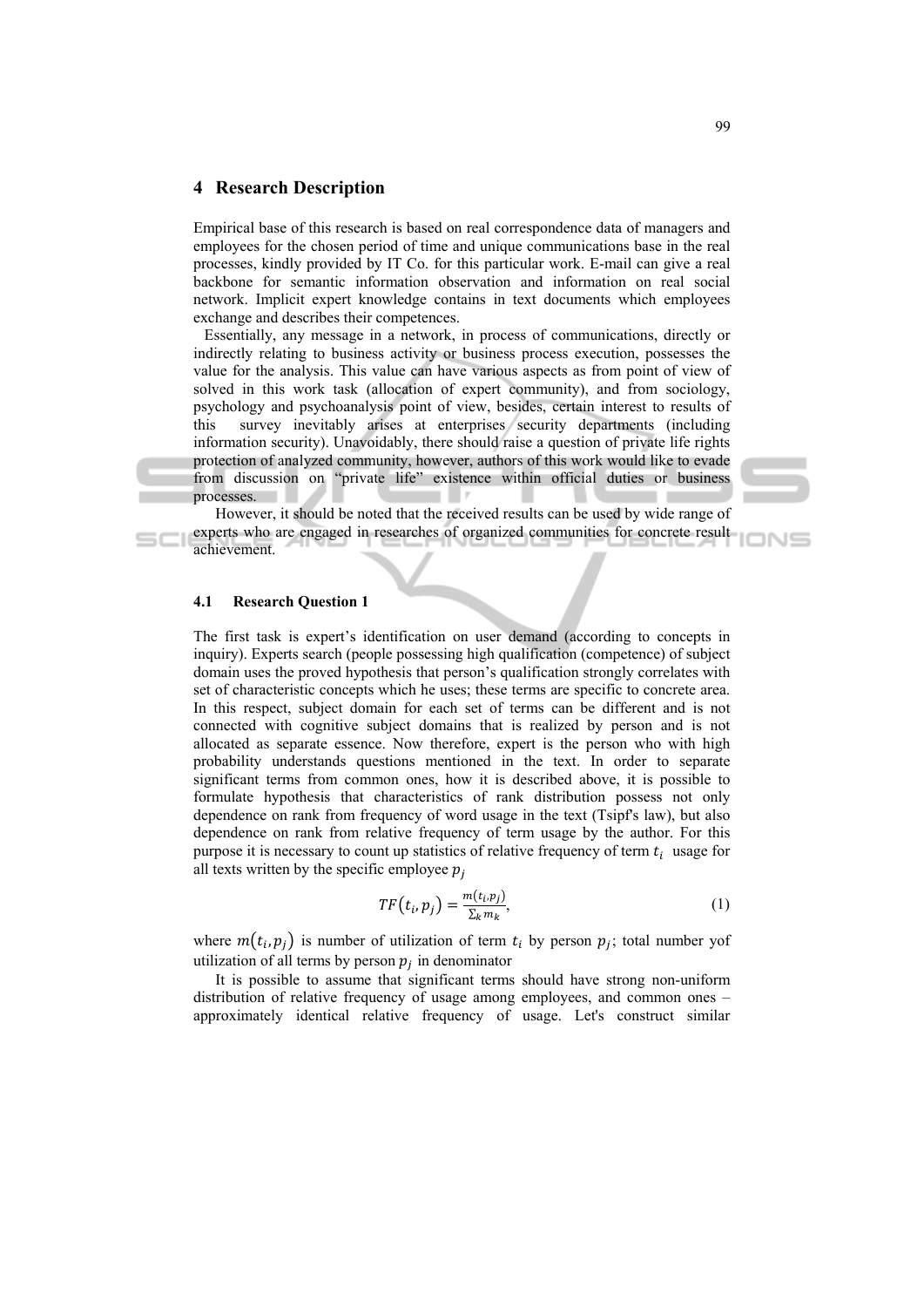## 4 Research Description

Empirical base of this research is based on real correspondence data of managers and employees for the chosen period of time and unique communications base in the real processes, kindly provided by IT Co. for this particular work. E-mail can give a real backbone for semantic information observation and information on real social network. Implicit expert knowledge contains in text documents which employees exchange and describes their competences.

Essentially, any message in a network, in process of communications, directly or indirectly relating to business activity or business process execution, possesses the value for the analysis. This value can have various aspects as from point of view of solved in this work task (allocation of expert community), and from sociology, psychology and psychoanalysis point of view, besides, certain interest to results of this survey inevitably arises at enterprises security departments (including information security). Unavoidably, there should raise a question of private life rights protection of analyzed community, however, authors of this work would like to evade from discussion on "private life" existence within official duties or business processes.

However, it should be noted that the received results can be used by wide range of experts who are engaged in researches of organized communities for concrete result achievement.

### 4.1 Research Question 1

The first task is expert's identification on user demand (according to concepts in inquiry). Experts search (people possessing high qualification (competence) of subject domain uses the proved hypothesis that person's qualification strongly correlates with set of characteristic concepts which he uses; these terms are specific to concrete area. In this respect, subject domain for each set of terms can be different and is not connected with cognitive subject domains that is realized by person and is not allocated as separate essence. Now therefore, expert is the person who with high probability understands questions mentioned in the text. In order to separate significant terms from common ones, how it is described above, it is possible to formulate hypothesis that characteristics of rank distribution possess not only dependence on rank from frequency of word usage in the text (Tsipf's law), but also dependence on rank from relative frequency of term usage by the author. For this purpose it is necessary to count up statistics of relative frequency of term $t_i$ usage for all texts written by the specific employee $p_j$

$$TF(t_i, p_j) = \frac{m(t_i, p_j)}{\sum_k m_k}, \tag{1}$$

where $m(t_i, p_j)$ is number of utilization of term $t_i$ by person $p_j$; total number yof utilization of all terms by person $p_j$ in denominator

It is possible to assume that significant terms should have strong non-uniform distribution of relative frequency of usage among employees, and common ones – approximately identical relative frequency of usage. Let's construct similar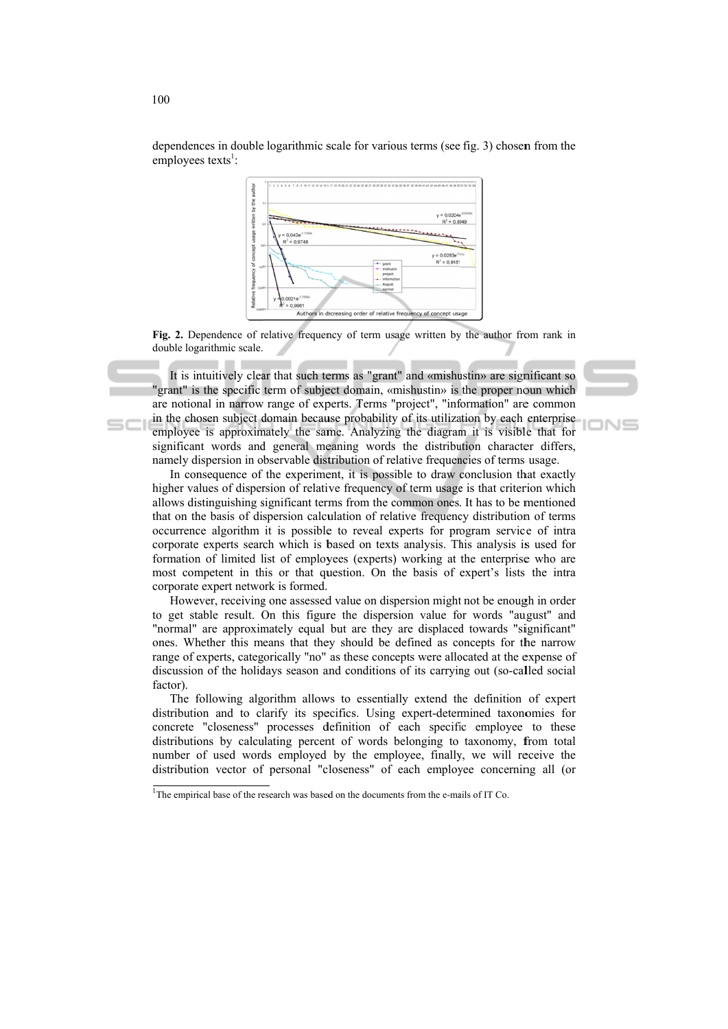dependences in double logarithmic scale for various terms (see fig. 3) chosen from the employees texts[1]:

**Fig. 2.** Dependence of relative frequency of term usage written by the author from rank in double logarithmic scale.

It is intuitively clear that such terms as "grant" and «mishustin» are significant so "grant" is the specific term of subject domain, «mishustin» is the proper noun which are notional in narrow range of experts. Terms "project", "information" are common in the chosen subject domain because probability of its utilization by each enterprise employee is approximately the same. Analyzing the diagram it is visible that for significant words and general meaning words the distribution character differs, namely dispersion in observable distribution of relative frequencies of terms usage.

In consequence of the experiment, it is possible to draw conclusion that exactly higher values of dispersion of relative frequency of term usage is that criterion which allows distinguishing significant terms from the common ones. It has to be mentioned that on the basis of dispersion calculation of relative frequency distribution of terms occurrence algorithm it is possible to reveal experts for program service of intra corporate experts search which is based on texts analysis. This analysis is used for formation of limited list of employees (experts) working at the enterprise who are most competent in this or that question. On the basis of expert's lists the intra corporate expert network is formed.

However, receiving one assessed value on dispersion might not be enough in order to get stable result. On this figure the dispersion value for words "august" and "normal" are approximately equal but are they are displaced towards "significant" ones. Whether this means that they should be defined as concepts for the narrow range of experts, categorically "no" as these concepts were allocated at the expense of discussion of the holidays season and conditions of its carrying out (so-called social factor).

The following algorithm allows to essentially extend the definition of expert distribution and to clarify its specifics. Using expert-determined taxonomies for concrete "closeness" processes definition of each specific employee to these distributions by calculating percent of words belonging to taxonomy, from total number of used words employed by the employee, finally, we will receive the distribution vector of personal "closeness" of each employee concerning all (or

[1]The empirical base of the research was based on the documents from the e-mails of IT Co.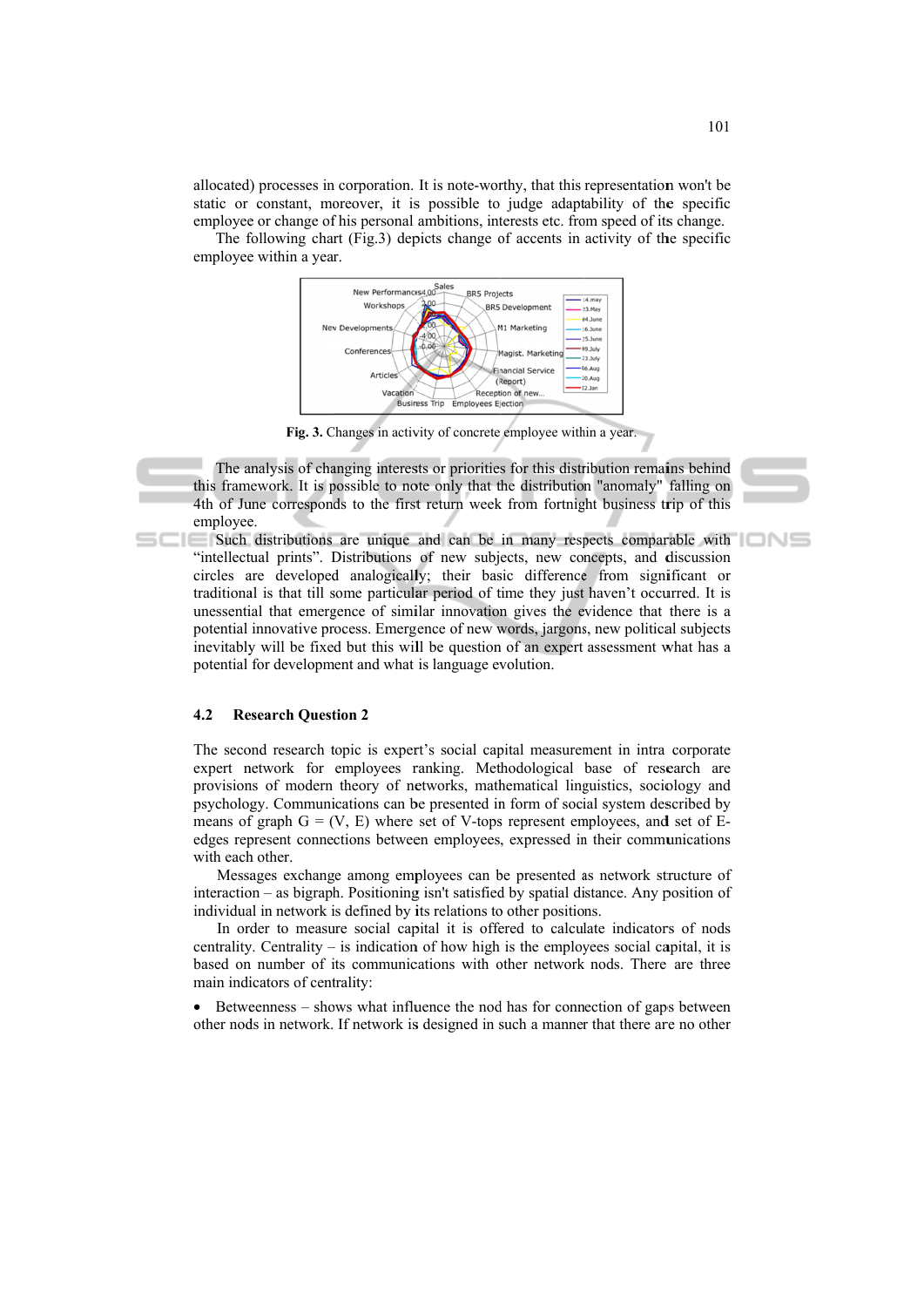allocated) processes in corporation. It is note-worthy, that this representation won't be static or constant, moreover, it is possible to judge adaptability of the specific employee or change of his personal ambitions, interests etc. from speed of its change.

The following chart (Fig.3) depicts change of accents in activity of the specific employee within a year.

**Fig. 3.** Changes in activity of concrete employee within a year.

The analysis of changing interests or priorities for this distribution remains behind this framework. It is possible to note only that the distribution "anomaly" falling on 4th of June corresponds to the first return week from fortnight business trip of this employee.

Such distributions are unique and can be in many respects comparable with “intellectual prints”. Distributions of new subjects, new concepts, and discussion circles are developed analogically; their basic difference from significant or traditional is that till some particular period of time they just haven’t occurred. It is unessential that emergence of similar innovation gives the evidence that there is a potential innovative process. Emergence of new words, jargons, new political subjects inevitably will be fixed but this will be question of an expert assessment what has a potential for development and what is language evolution.

### 4.2 Research Question 2

The second research topic is expert’s social capital measurement in intra corporate expert network for employees ranking. Methodological base of research are provisions of modern theory of networks, mathematical linguistics, sociology and psychology. Communications can be presented in form of social system described by means of graph $G = (V, E)$ where set of V-tops represent employees, and set of E-edges represent connections between employees, expressed in their communications with each other.

Messages exchange among employees can be presented as network structure of interaction – as bigraph. Positioning isn't satisfied by spatial distance. Any position of individual in network is defined by its relations to other positions.

In order to measure social capital it is offered to calculate indicators of nods centrality. Centrality – is indication of how high is the employees social capital, it is based on number of its communications with other network nods. There are three main indicators of centrality:

- Betweenness – shows what influence the nod has for connection of gaps between other nods in network. If network is designed in such a manner that there are no other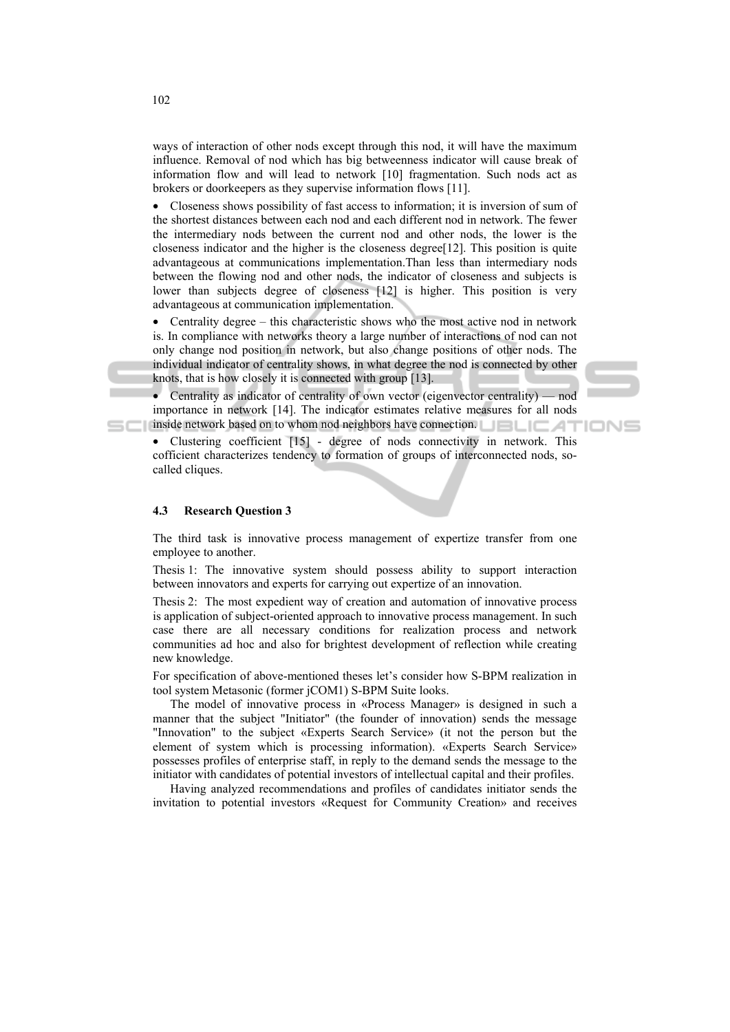ways of interaction of other nods except through this nod, it will have the maximum influence. Removal of nod which has big betweenness indicator will cause break of information flow and will lead to network [10] fragmentation. Such nods act as brokers or doorkeepers as they supervise information flows [11].

- Closeness shows possibility of fast access to information; it is inversion of sum of the shortest distances between each nod and each different nod in network. The fewer the intermediary nods between the current nod and other nods, the lower is the closeness indicator and the higher is the closeness degree[12]. This position is quite advantageous at communications implementation.Than less than intermediary nods between the flowing nod and other nods, the indicator of closeness and subjects is lower than subjects degree of closeness [12] is higher. This position is very advantageous at communication implementation.
- Centrality degree – this characteristic shows who the most active nod in network is. In compliance with networks theory a large number of interactions of nod can not only change nod position in network, but also change positions of other nods. The individual indicator of centrality shows, in what degree the nod is connected by other knots, that is how closely it is connected with group [13].
- Centrality as indicator of centrality of own vector (eigenvector centrality) — nod importance in network [14]. The indicator estimates relative measures for all nods inside network based on to whom nod neighbors have connection.
- Clustering coefficient [15] - degree of nods connectivity in network. This cofficient characterizes tendency to formation of groups of interconnected nods, so-called cliques.

### 4.3 Research Question 3

The third task is innovative process management of expertize transfer from one employee to another.

Thesis 1: The innovative system should possess ability to support interaction between innovators and experts for carrying out expertize of an innovation.

Thesis 2: The most expedient way of creation and automation of innovative process is application of subject-oriented approach to innovative process management. In such case there are all necessary conditions for realization process and network communities ad hoc and also for brightest development of reflection while creating new knowledge.

For specification of above-mentioned theses let's consider how S-BPM realization in tool system Metasonic (former jCOM1) S-BPM Suite looks.

The model of innovative process in «Process Manager» is designed in such a manner that the subject "Initiator" (the founder of innovation) sends the message "Innovation" to the subject «Experts Search Service» (it not the person but the element of system which is processing information). «Experts Search Service» possesses profiles of enterprise staff, in reply to the demand sends the message to the initiator with candidates of potential investors of intellectual capital and their profiles.

Having analyzed recommendations and profiles of candidates initiator sends the invitation to potential investors «Request for Community Creation» and receives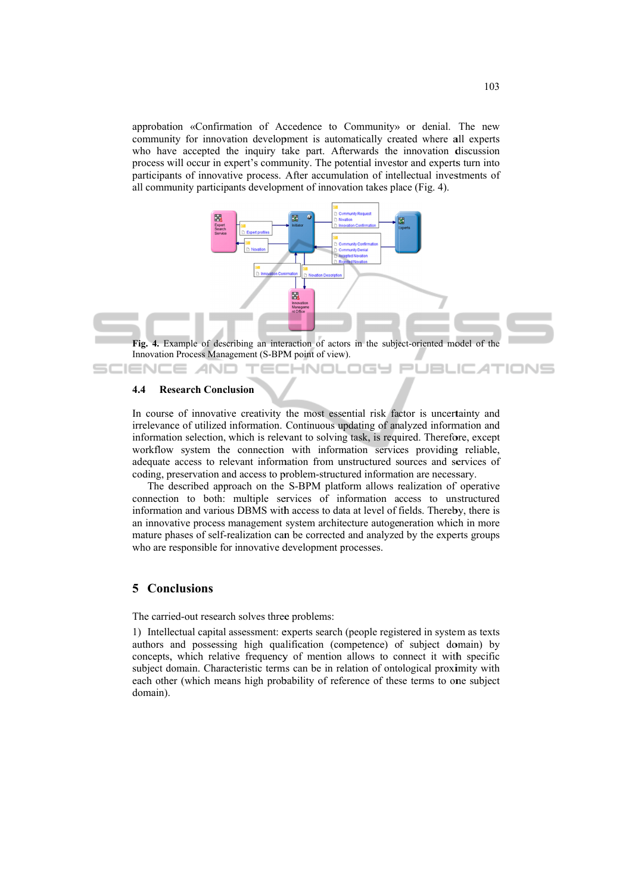approbation «Confirmation of Accedence to Community» or denial. The new community for innovation development is automatically created where all experts who have accepted the inquiry take part. Afterwards the innovation discussion process will occur in expert's community. The potential investor and experts turn into participants of innovative process. After accumulation of intellectual investments of all community participants development of innovation takes place (Fig. 4).

**Fig. 4.** Example of describing an interaction of actors in the subject-oriented model of the Innovation Process Management (S-BPM point of view).

### 4.4 Research Conclusion

In course of innovative creativity the most essential risk factor is uncertainty and irrelevance of utilized information. Continuous updating of analyzed information and information selection, which is relevant to solving task, is required. Therefore, except workflow system the connection with information services providing reliable, adequate access to relevant information from unstructured sources and services of coding, preservation and access to problem-structured information are necessary.

The described approach on the S-BPM platform allows realization of operative connection to both: multiple services of information access to unstructured information and various DBMS with access to data at level of fields. Thereby, there is an innovative process management system architecture autogeneration which in more mature phases of self-realization can be corrected and analyzed by the experts groups who are responsible for innovative development processes.

## 5 Conclusions

The carried-out research solves three problems:

1) Intellectual capital assessment: experts search (people registered in system as texts authors and possessing high qualification (competence) of subject domain) by concepts, which relative frequency of mention allows to connect it with specific subject domain. Characteristic terms can be in relation of ontological proximity with each other (which means high probability of reference of these terms to one subject domain).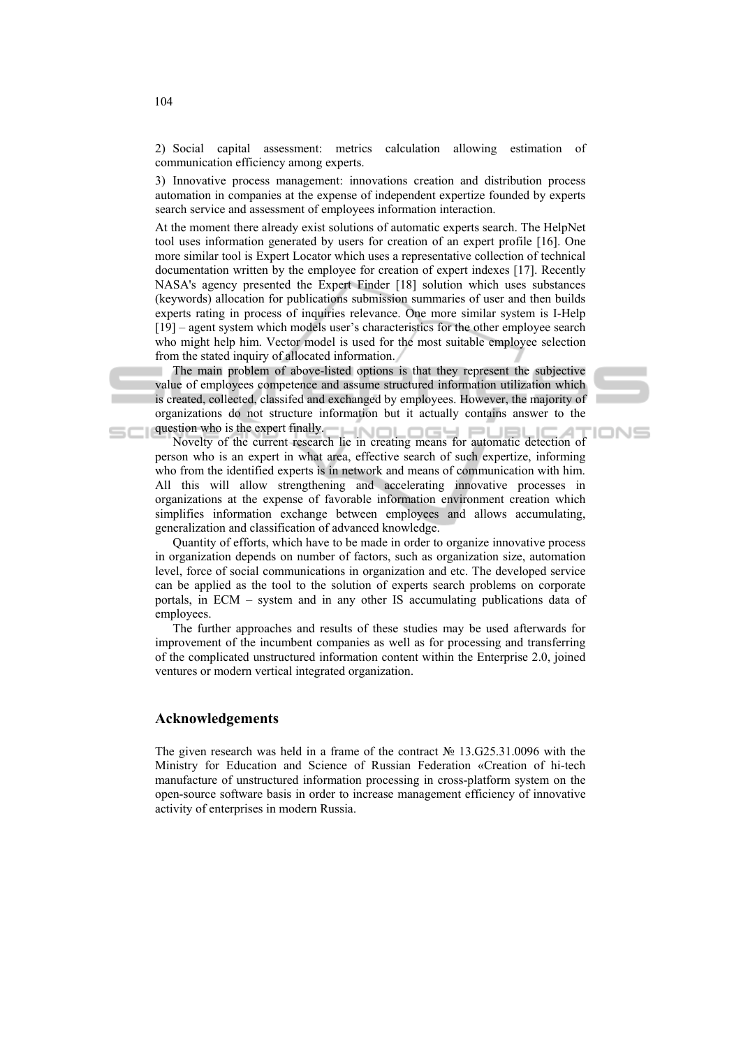2) Social capital assessment: metrics calculation allowing estimation of communication efficiency among experts.

3) Innovative process management: innovations creation and distribution process automation in companies at the expense of independent expertize founded by experts search service and assessment of employees information interaction.

At the moment there already exist solutions of automatic experts search. The HelpNet tool uses information generated by users for creation of an expert profile [16]. One more similar tool is Expert Locator which uses a representative collection of technical documentation written by the employee for creation of expert indexes [17]. Recently NASA's agency presented the Expert Finder [18] solution which uses substances (keywords) allocation for publications submission summaries of user and then builds experts rating in process of inquiries relevance. One more similar system is I-Help [19] – agent system which models user's characteristics for the other employee search who might help him. Vector model is used for the most suitable employee selection from the stated inquiry of allocated information.

The main problem of above-listed options is that they represent the subjective value of employees competence and assume structured information utilization which is created, collected, classifed and exchanged by employees. However, the majority of organizations do not structure information but it actually contains answer to the question who is the expert finally.

Novelty of the current research lie in creating means for automatic detection of person who is an expert in what area, effective search of such expertize, informing who from the identified experts is in network and means of communication with him. All this will allow strengthening and accelerating innovative processes in organizations at the expense of favorable information environment creation which simplifies information exchange between employees and allows accumulating, generalization and classification of advanced knowledge.

Quantity of efforts, which have to be made in order to organize innovative process in organization depends on number of factors, such as organization size, automation level, force of social communications in organization and etc. The developed service can be applied as the tool to the solution of experts search problems on corporate portals, in ECM – system and in any other IS accumulating publications data of employees.

The further approaches and results of these studies may be used afterwards for improvement of the incumbent companies as well as for processing and transferring of the complicated unstructured information content within the Enterprise 2.0, joined ventures or modern vertical integrated organization.

## Acknowledgements

The given research was held in a frame of the contract № 13.G25.31.0096 with the Ministry for Education and Science of Russian Federation «Creation of hi-tech manufacture of unstructured information processing in cross-platform system on the open-source software basis in order to increase management efficiency of innovative activity of enterprises in modern Russia.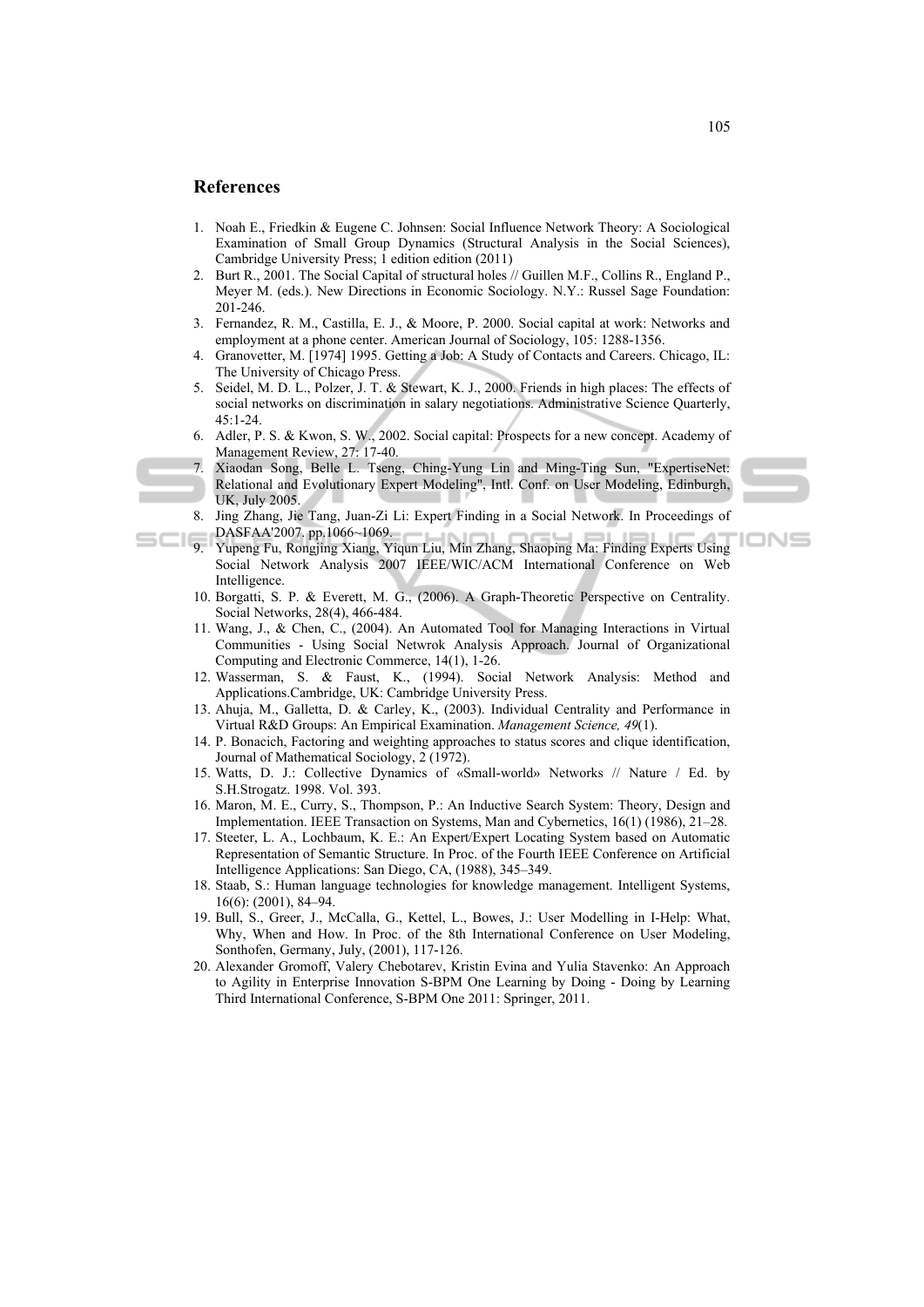## References

1. Noah E., Friedkin & Eugene C. Johnsen: Social Influence Network Theory: A Sociological Examination of Small Group Dynamics (Structural Analysis in the Social Sciences), Cambridge University Press; 1 edition edition (2011)
2. Burt R., 2001. The Social Capital of structural holes // Guillen M.F., Collins R., England P., Meyer M. (eds.). New Directions in Economic Sociology. N.Y.: Russel Sage Foundation: 201-246.
3. Fernandez, R. M., Castilla, E. J., & Moore, P. 2000. Social capital at work: Networks and employment at a phone center. American Journal of Sociology, 105: 1288-1356.
4. Granovetter, M. [1974] 1995. Getting a Job: A Study of Contacts and Careers. Chicago, IL: The University of Chicago Press.
5. Seidel, M. D. L., Polzer, J. T. & Stewart, K. J., 2000. Friends in high places: The effects of social networks on discrimination in salary negotiations. Administrative Science Quarterly, 45:1-24.
6. Adler, P. S. & Kwon, S. W., 2002. Social capital: Prospects for a new concept. Academy of Management Review, 27: 17-40.
7. Xiaodan Song, Belle L. Tseng, Ching-Yung Lin and Ming-Ting Sun, "ExpertiseNet: Relational and Evolutionary Expert Modeling", Intl. Conf. on User Modeling, Edinburgh, UK, July 2005.
8. Jing Zhang, Jie Tang, Juan-Zi Li: Expert Finding in a Social Network. In Proceedings of DASFAA'2007. pp.1066~1069.
9. Yupeng Fu, Rongjing Xiang, Yiqun Liu, Min Zhang, Shaoping Ma: Finding Experts Using Social Network Analysis 2007 IEEE/WIC/ACM International Conference on Web Intelligence.
10. Borgatti, S. P. & Everett, M. G., (2006). A Graph-Theoretic Perspective on Centrality. Social Networks, 28(4), 466-484.
11. Wang, J., & Chen, C., (2004). An Automated Tool for Managing Interactions in Virtual Communities - Using Social Netwrok Analysis Approach. Journal of Organizational Computing and Electronic Commerce, 14(1), 1-26.
12. Wasserman, S. & Faust, K., (1994). Social Network Analysis: Method and Applications.Cambridge, UK: Cambridge University Press.
13. Ahuja, M., Galletta, D. & Carley, K., (2003). Individual Centrality and Performance in Virtual R&D Groups: An Empirical Examination. *Management Science, 49*(1).
14. P. Bonacich, Factoring and weighting approaches to status scores and clique identification, Journal of Mathematical Sociology, 2 (1972).
15. Watts, D. J.: Collective Dynamics of «Small-world» Networks // Nature / Ed. by S.H.Strogatz. 1998. Vol. 393.
16. Maron, M. E., Curry, S., Thompson, P.: An Inductive Search System: Theory, Design and Implementation. IEEE Transaction on Systems, Man and Cybernetics, 16(1) (1986), 21–28.
17. Steeter, L. A., Lochbaum, K. E.: An Expert/Expert Locating System based on Automatic Representation of Semantic Structure. In Proc. of the Fourth IEEE Conference on Artificial Intelligence Applications: San Diego, CA, (1988), 345–349.
18. Staab, S.: Human language technologies for knowledge management. Intelligent Systems, 16(6): (2001), 84–94.
19. Bull, S., Greer, J., McCalla, G., Kettel, L., Bowes, J.: User Modelling in I-Help: What, Why, When and How. In Proc. of the 8th International Conference on User Modeling, Sonthofen, Germany, July, (2001), 117-126.
20. Alexander Gromoff, Valery Chebotarev, Kristin Evina and Yulia Stavenko: An Approach to Agility in Enterprise Innovation S-BPM One Learning by Doing - Doing by Learning Third International Conference, S-BPM One 2011: Springer, 2011.